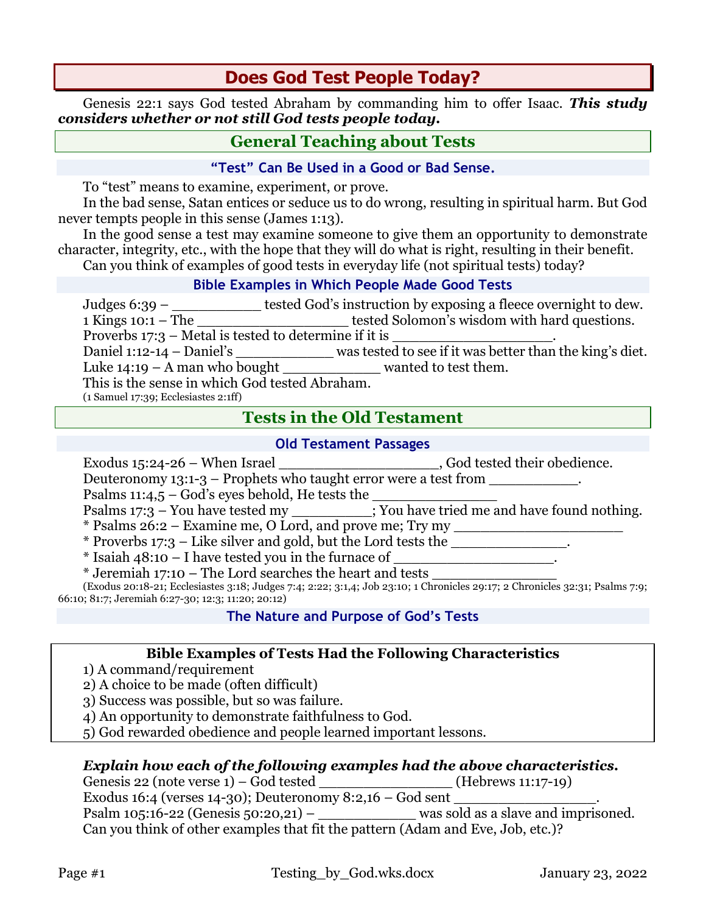# Does God Test People Today?

Genesis 22:1 says God tested Abraham by commanding him to offer Isaac. ***This study considers whether or not still God tests people today.***

## General Teaching about Tests

### "Test" Can Be Used in a Good or Bad Sense.

To "test" means to examine, experiment, or prove.

In the bad sense, Satan entices or seduce us to do wrong, resulting in spiritual harm. But God never tempts people in this sense (James 1:13).

In the good sense a test may examine someone to give them an opportunity to demonstrate character, integrity, etc., with the hope that they will do what is right, resulting in their benefit.

Can you think of examples of good tests in everyday life (not spiritual tests) today?

### Bible Examples in Which People Made Good Tests

Judges 6:39 – __________ tested God's instruction by exposing a fleece overnight to dew.
1 Kings 10:1 – The _________________ tested Solomon's wisdom with hard questions.
Proverbs 17:3 – Metal is tested to determine if it is __________________.
Daniel 1:12-14 – Daniel's ___________ was tested to see if it was better than the king's diet.
Luke 14:19 – A man who bought ___________ wanted to test them.
This is the sense in which God tested Abraham.
(1 Samuel 17:39; Ecclesiastes 2:1ff)

## Tests in the Old Testament

### Old Testament Passages

Exodus 15:24-26 – When Israel __________________, God tested their obedience.
Deuteronomy 13:1-3 – Prophets who taught error were a test from __________.
Psalms 11:4,5 – God's eyes behold, He tests the ______________
Psalms 17:3 – You have tested my _________; You have tried me and have found nothing.
* Psalms 26:2 – Examine me, O Lord, and prove me; Try my ___________________
* Proverbs 17:3 – Like silver and gold, but the Lord tests the _____________.
* Isaiah 48:10 – I have tested you in the furnace of __________________.
* Jeremiah 17:10 – The Lord searches the heart and tests ______________
(Exodus 20:18-21; Ecclesiastes 3:18; Judges 7:4; 2:22; 3:1,4; Job 23:10; 1 Chronicles 29:17; 2 Chronicles 32:31; Psalms 7:9; 66:10; 81:7; Jeremiah 6:27-30; 12:3; 11:20; 20:12)

### The Nature and Purpose of God's Tests

**Bible Examples of Tests Had the Following Characteristics**

1) A command/requirement
2) A choice to be made (often difficult)
3) Success was possible, but so was failure.
4) An opportunity to demonstrate faithfulness to God.
5) God rewarded obedience and people learned important lessons.

***Explain how each of the following examples had the above characteristics.***

Genesis 22 (note verse 1) – God tested ______________ (Hebrews 11:17-19)
Exodus 16:4 (verses 14-30); Deuteronomy 8:2,16 – God sent ________________.
Psalm 105:16-22 (Genesis 50:20,21) – ___________ was sold as a slave and imprisoned.
Can you think of other examples that fit the pattern (Adam and Eve, Job, etc.)?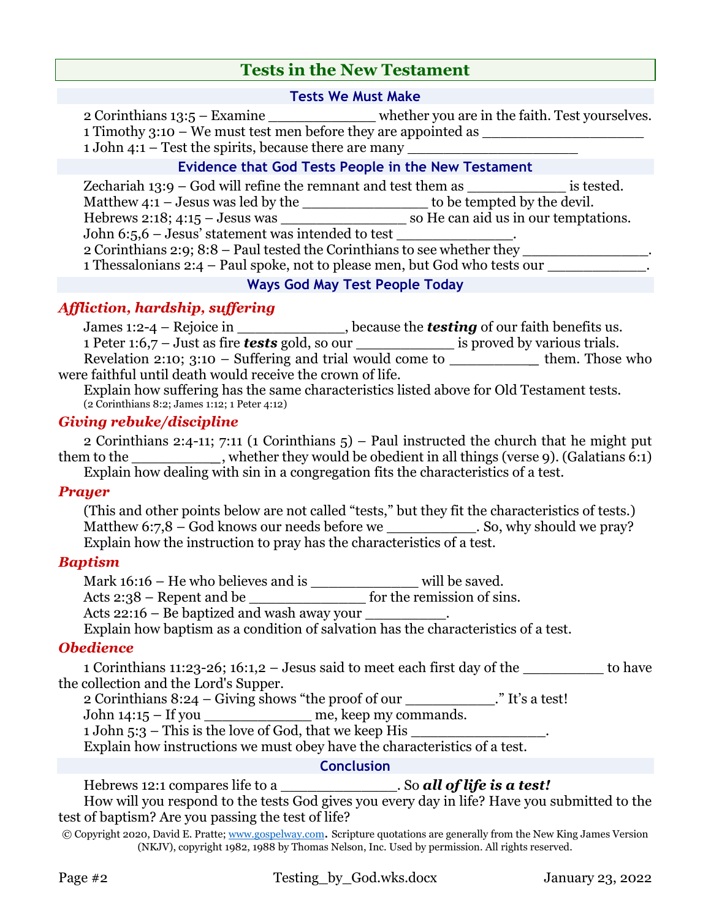# Tests in the New Testament

## Tests We Must Make

2 Corinthians 13:5 – Examine ____________ whether you are in the faith. Test yourselves.
1 Timothy 3:10 – We must test men before they are appointed as __________________
1 John 4:1 – Test the spirits, because there are many ___________________

## Evidence that God Tests People in the New Testament

Zechariah 13:9 – God will refine the remnant and test them as ___________ is tested.
Matthew 4:1 – Jesus was led by the ______________ to be tempted by the devil.
Hebrews 2:18; 4:15 – Jesus was ______________ so He can aid us in our temptations.
John 6:5,6 – Jesus' statement was intended to test _____________.
2 Corinthians 2:9; 8:8 – Paul tested the Corinthians to see whether they ______________.
1 Thessalonians 2:4 – Paul spoke, not to please men, but God who tests our ___________.

## Ways God May Test People Today

### *Affliction, hardship, suffering*

James 1:2-4 – Rejoice in ____________, because the ***testing*** of our faith benefits us.
1 Peter 1:6,7 – Just as fire ***tests*** gold, so our ___________ is proved by various trials.
Revelation 2:10; 3:10 – Suffering and trial would come to __________ them. Those who were faithful until death would receive the crown of life.
Explain how suffering has the same characteristics listed above for Old Testament tests. (2 Corinthians 8:2; James 1:12; 1 Peter 4:12)

### *Giving rebuke/discipline*

2 Corinthians 2:4-11; 7:11 (1 Corinthians 5) – Paul instructed the church that he might put them to the __________, whether they would be obedient in all things (verse 9). (Galatians 6:1)
Explain how dealing with sin in a congregation fits the characteristics of a test.

### *Prayer*

(This and other points below are not called "tests," but they fit the characteristics of tests.)
Matthew 6:7,8 – God knows our needs before we __________. So, why should we pray?
Explain how the instruction to pray has the characteristics of a test.

### *Baptism*

Mark 16:16 – He who believes and is ____________ will be saved.
Acts 2:38 – Repent and be _____________ for the remission of sins.
Acts 22:16 – Be baptized and wash away your _________.
Explain how baptism as a condition of salvation has the characteristics of a test.

### *Obedience*

1 Corinthians 11:23-26; 16:1,2 – Jesus said to meet each first day of the _________ to have the collection and the Lord's Supper.
2 Corinthians 8:24 – Giving shows "the proof of our __________." It's a test!
John 14:15 – If you ____________ me, keep my commands.
1 John 5:3 – This is the love of God, that we keep His _______________.
Explain how instructions we must obey have the characteristics of a test.

## Conclusion

Hebrews 12:1 compares life to a _____________. So ***all of life is a test!***
How will you respond to the tests God gives you every day in life? Have you submitted to the test of baptism? Are you passing the test of life?

© Copyright 2020, David E. Pratte; www.gospelway.com. Scripture quotations are generally from the New King James Version (NKJV), copyright 1982, 1988 by Thomas Nelson, Inc. Used by permission. All rights reserved.